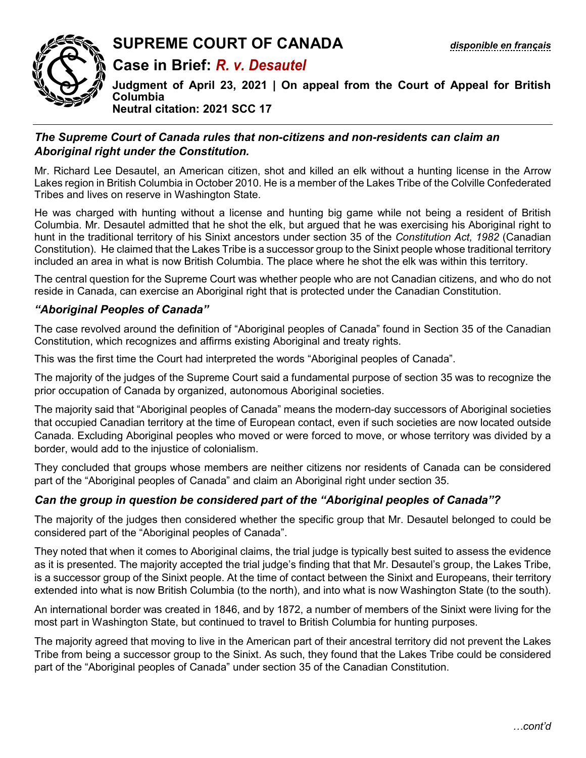# SUPREME COURT OF CANADA

*disponible en français*

## Case in Brief: *R. v. Desautel*

**Judgment of April 23, 2021 | On appeal from the Court of Appeal for British Columbia**
**Neutral citation: 2021 SCC 17**

---

***The Supreme Court of Canada rules that non-citizens and non-residents can claim an Aboriginal right under the Constitution.***

Mr. Richard Lee Desautel, an American citizen, shot and killed an elk without a hunting license in the Arrow Lakes region in British Columbia in October 2010. He is a member of the Lakes Tribe of the Colville Confederated Tribes and lives on reserve in Washington State.

He was charged with hunting without a license and hunting big game while not being a resident of British Columbia. Mr. Desautel admitted that he shot the elk, but argued that he was exercising his Aboriginal right to hunt in the traditional territory of his Sinixt ancestors under section 35 of the *Constitution Act, 1982* (Canadian Constitution). He claimed that the Lakes Tribe is a successor group to the Sinixt people whose traditional territory included an area in what is now British Columbia. The place where he shot the elk was within this territory.

The central question for the Supreme Court was whether people who are not Canadian citizens, and who do not reside in Canada, can exercise an Aboriginal right that is protected under the Canadian Constitution.

### *"Aboriginal Peoples of Canada"*

The case revolved around the definition of "Aboriginal peoples of Canada" found in Section 35 of the Canadian Constitution, which recognizes and affirms existing Aboriginal and treaty rights.

This was the first time the Court had interpreted the words "Aboriginal peoples of Canada".

The majority of the judges of the Supreme Court said a fundamental purpose of section 35 was to recognize the prior occupation of Canada by organized, autonomous Aboriginal societies.

The majority said that "Aboriginal peoples of Canada" means the modern-day successors of Aboriginal societies that occupied Canadian territory at the time of European contact, even if such societies are now located outside Canada. Excluding Aboriginal peoples who moved or were forced to move, or whose territory was divided by a border, would add to the injustice of colonialism.

They concluded that groups whose members are neither citizens nor residents of Canada can be considered part of the "Aboriginal peoples of Canada" and claim an Aboriginal right under section 35.

### *Can the group in question be considered part of the "Aboriginal peoples of Canada"?*

The majority of the judges then considered whether the specific group that Mr. Desautel belonged to could be considered part of the "Aboriginal peoples of Canada".

They noted that when it comes to Aboriginal claims, the trial judge is typically best suited to assess the evidence as it is presented. The majority accepted the trial judge's finding that that Mr. Desautel's group, the Lakes Tribe, is a successor group of the Sinixt people. At the time of contact between the Sinixt and Europeans, their territory extended into what is now British Columbia (to the north), and into what is now Washington State (to the south).

An international border was created in 1846, and by 1872, a number of members of the Sinixt were living for the most part in Washington State, but continued to travel to British Columbia for hunting purposes.

The majority agreed that moving to live in the American part of their ancestral territory did not prevent the Lakes Tribe from being a successor group to the Sinixt. As such, they found that the Lakes Tribe could be considered part of the "Aboriginal peoples of Canada" under section 35 of the Canadian Constitution.

*…cont'd*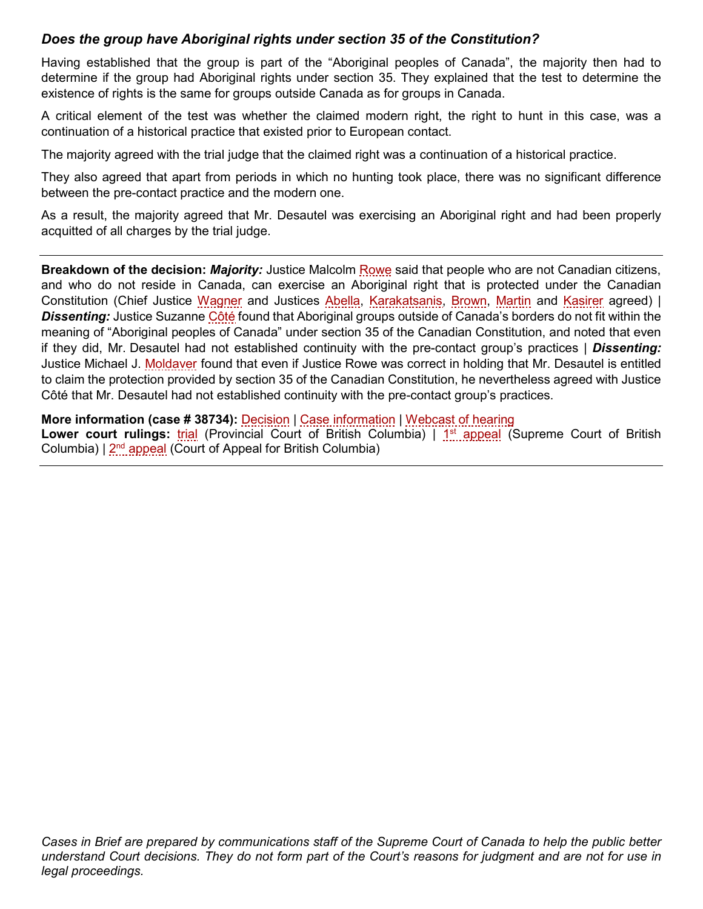### *Does the group have Aboriginal rights under section 35 of the Constitution?*

Having established that the group is part of the "Aboriginal peoples of Canada", the majority then had to determine if the group had Aboriginal rights under section 35. They explained that the test to determine the existence of rights is the same for groups outside Canada as for groups in Canada.

A critical element of the test was whether the claimed modern right, the right to hunt in this case, was a continuation of a historical practice that existed prior to European contact.

The majority agreed with the trial judge that the claimed right was a continuation of a historical practice.

They also agreed that apart from periods in which no hunting took place, there was no significant difference between the pre-contact practice and the modern one.

As a result, the majority agreed that Mr. Desautel was exercising an Aboriginal right and had been properly acquitted of all charges by the trial judge.

---

**Breakdown of the decision:** ***Majority:*** Justice Malcolm Rowe said that people who are not Canadian citizens, and who do not reside in Canada, can exercise an Aboriginal right that is protected under the Canadian Constitution (Chief Justice Wagner and Justices Abella, Karakatsanis, Brown, Martin and Kasirer agreed) | ***Dissenting:*** Justice Suzanne Côté found that Aboriginal groups outside of Canada's borders do not fit within the meaning of "Aboriginal peoples of Canada" under section 35 of the Canadian Constitution, and noted that even if they did, Mr. Desautel had not established continuity with the pre-contact group's practices | ***Dissenting:*** Justice Michael J. Moldaver found that even if Justice Rowe was correct in holding that Mr. Desautel is entitled to claim the protection provided by section 35 of the Canadian Constitution, he nevertheless agreed with Justice Côté that Mr. Desautel had not established continuity with the pre-contact group's practices.

**More information (case # 38734):** Decision | Case information | Webcast of hearing
**Lower court rulings:** trial (Provincial Court of British Columbia) | 1st appeal (Supreme Court of British Columbia) | 2nd appeal (Court of Appeal for British Columbia)

---

*Cases in Brief are prepared by communications staff of the Supreme Court of Canada to help the public better understand Court decisions. They do not form part of the Court's reasons for judgment and are not for use in legal proceedings.*